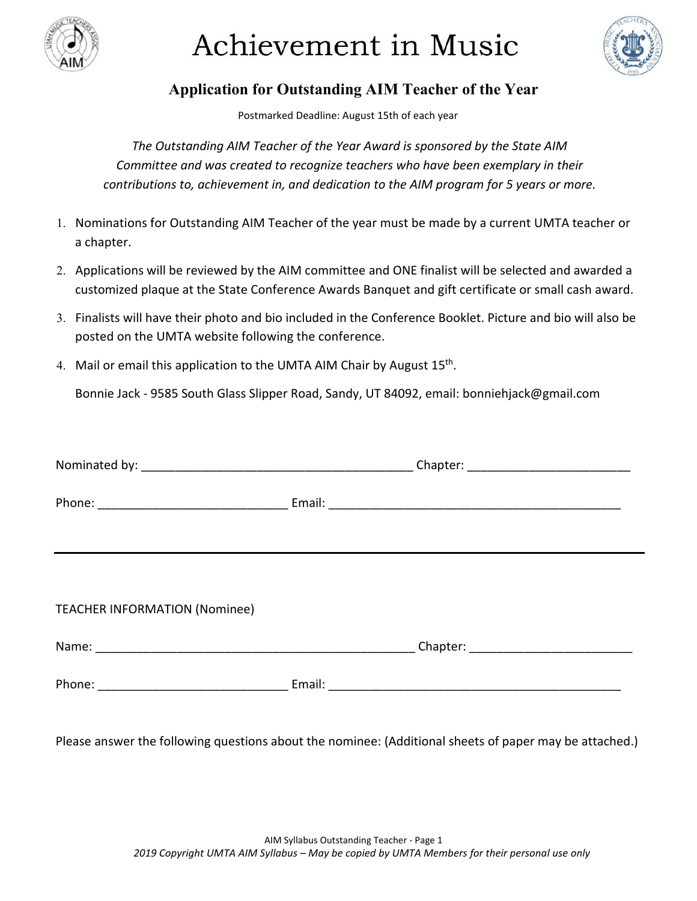# Achievement in Music

## Application for Outstanding AIM Teacher of the Year

Postmarked Deadline: August 15th of each year

*The Outstanding AIM Teacher of the Year Award is sponsored by the State AIM Committee and was created to recognize teachers who have been exemplary in their contributions to, achievement in, and dedication to the AIM program for 5 years or more.*

1. Nominations for Outstanding AIM Teacher of the year must be made by a current UMTA teacher or a chapter.
2. Applications will be reviewed by the AIM committee and ONE finalist will be selected and awarded a customized plaque at the State Conference Awards Banquet and gift certificate or small cash award.
3. Finalists will have their photo and bio included in the Conference Booklet. Picture and bio will also be posted on the UMTA website following the conference.
4. Mail or email this application to the UMTA AIM Chair by August 15th.

   Bonnie Jack - 9585 South Glass Slipper Road, Sandy, UT 84092, email: bonniehjack@gmail.com

Nominated by: _______________________________________ Chapter: ________________________

Phone: ___________________________ Email: ___________________________________________

---

TEACHER INFORMATION (Nominee)

Name: ______________________________________________ Chapter: ________________________

Phone: ___________________________ Email: ___________________________________________

Please answer the following questions about the nominee: (Additional sheets of paper may be attached.)

*2019 Copyright UMTA AIM Syllabus – May be copied by UMTA Members for their personal use only*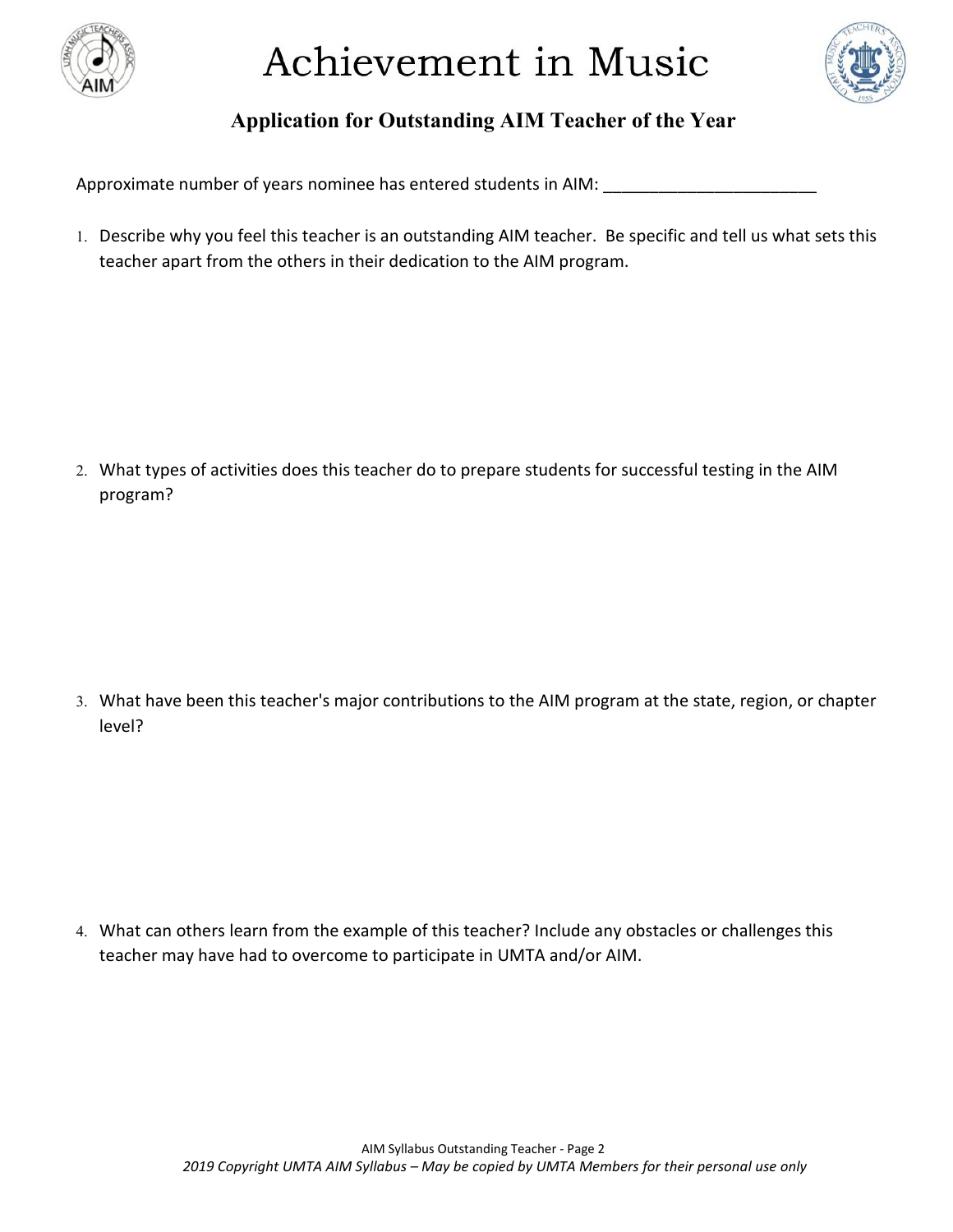# Achievement in Music

## Application for Outstanding AIM Teacher of the Year

Approximate number of years nominee has entered students in AIM: ______________________

1. Describe why you feel this teacher is an outstanding AIM teacher. Be specific and tell us what sets this teacher apart from the others in their dedication to the AIM program.

2. What types of activities does this teacher do to prepare students for successful testing in the AIM program?

3. What have been this teacher's major contributions to the AIM program at the state, region, or chapter level?

4. What can others learn from the example of this teacher? Include any obstacles or challenges this teacher may have had to overcome to participate in UMTA and/or AIM.